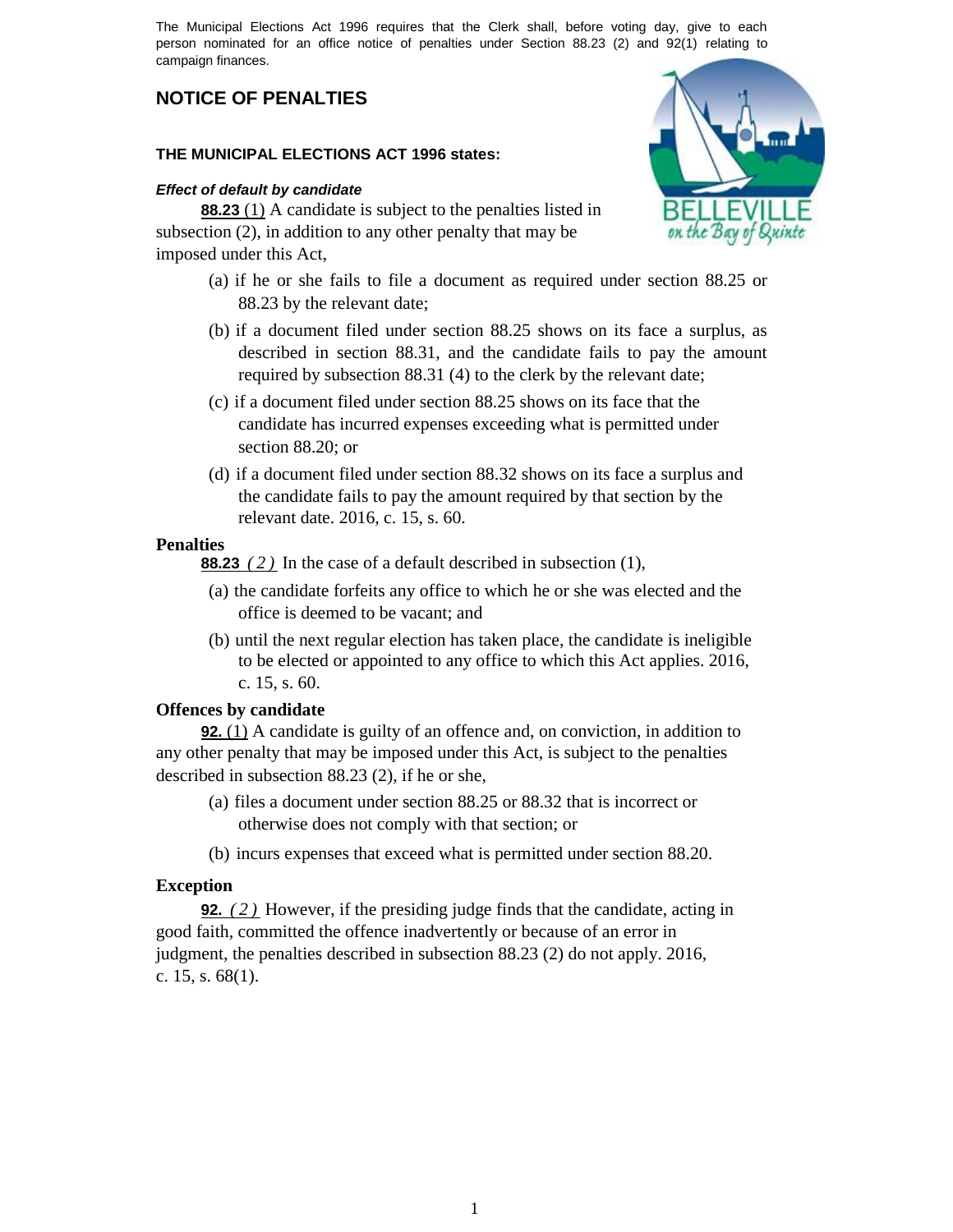The Municipal Elections Act 1996 requires that the Clerk shall, before voting day, give to each person nominated for an office notice of penalties under Section 88.23 (2) and 92(1) relating to campaign finances.

## NOTICE OF PENALTIES

### THE MUNICIPAL ELECTIONS ACT 1996 states:

***Effect of default by candidate***

**88.23** (1) A candidate is subject to the penalties listed in subsection (2), in addition to any other penalty that may be imposed under this Act,

(a) if he or she fails to file a document as required under section 88.25 or 88.23 by the relevant date;

(b) if a document filed under section 88.25 shows on its face a surplus, as described in section 88.31, and the candidate fails to pay the amount required by subsection 88.31 (4) to the clerk by the relevant date;

(c) if a document filed under section 88.25 shows on its face that the candidate has incurred expenses exceeding what is permitted under section 88.20; or

(d) if a document filed under section 88.32 shows on its face a surplus and the candidate fails to pay the amount required by that section by the relevant date. 2016, c. 15, s. 60.

**Penalties**

**88.23** *(2)* In the case of a default described in subsection (1),

(a) the candidate forfeits any office to which he or she was elected and the office is deemed to be vacant; and

(b) until the next regular election has taken place, the candidate is ineligible to be elected or appointed to any office to which this Act applies. 2016, c. 15, s. 60.

**Offences by candidate**

**92.** (1) A candidate is guilty of an offence and, on conviction, in addition to any other penalty that may be imposed under this Act, is subject to the penalties described in subsection 88.23 (2), if he or she,

(a) files a document under section 88.25 or 88.32 that is incorrect or otherwise does not comply with that section; or

(b) incurs expenses that exceed what is permitted under section 88.20.

**Exception**

**92.** *(2)* However, if the presiding judge finds that the candidate, acting in good faith, committed the offence inadvertently or because of an error in judgment, the penalties described in subsection 88.23 (2) do not apply. 2016, c. 15, s. 68(1).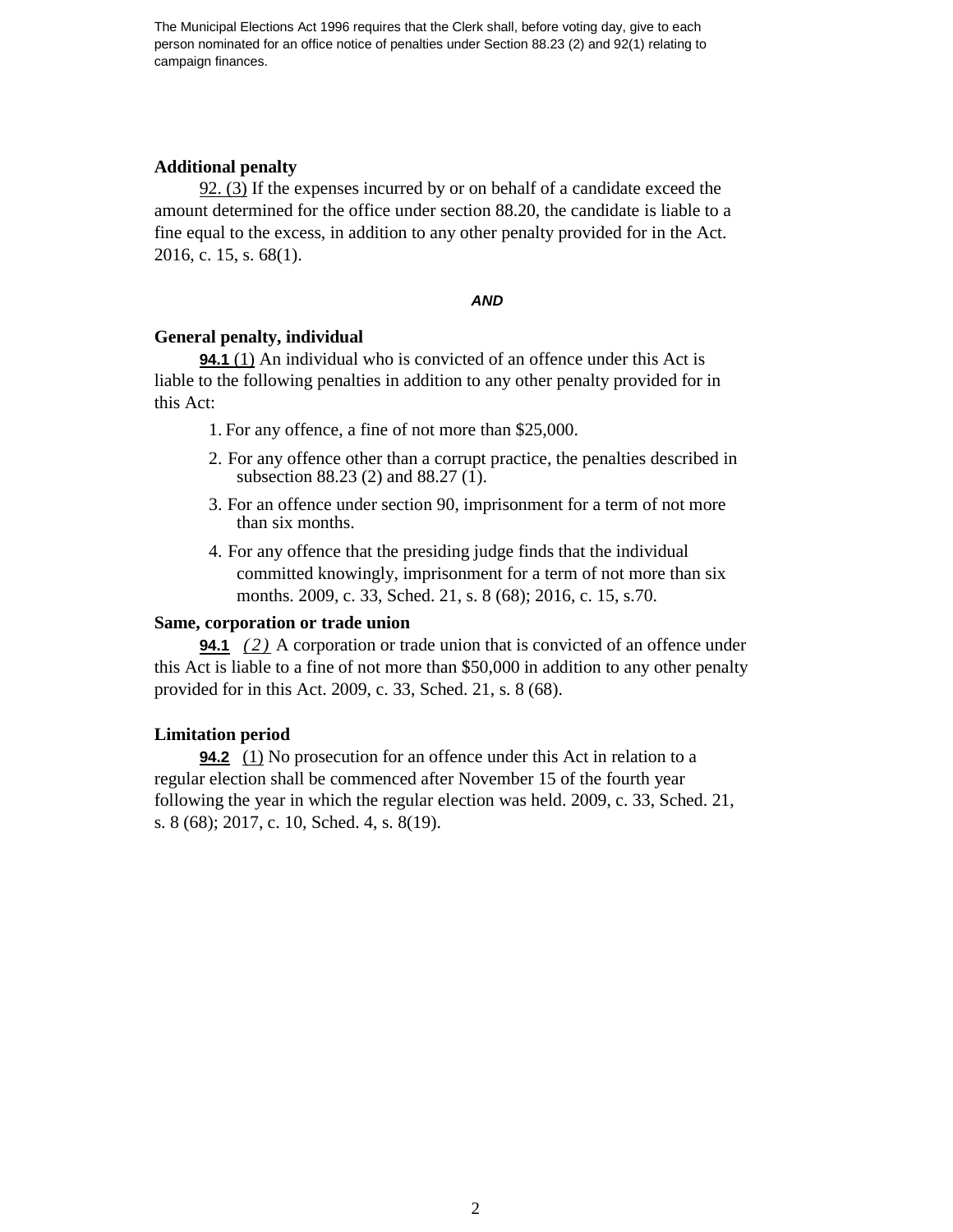The Municipal Elections Act 1996 requires that the Clerk shall, before voting day, give to each person nominated for an office notice of penalties under Section 88.23 (2) and 92(1) relating to campaign finances.

**Additional penalty**

92. (3) If the expenses incurred by or on behalf of a candidate exceed the amount determined for the office under section 88.20, the candidate is liable to a fine equal to the excess, in addition to any other penalty provided for in the Act. 2016, c. 15, s. 68(1).

***AND***

**General penalty, individual**

**94.1** (1) An individual who is convicted of an offence under this Act is liable to the following penalties in addition to any other penalty provided for in this Act:

1. For any offence, a fine of not more than $25,000.
2. For any offence other than a corrupt practice, the penalties described in subsection 88.23 (2) and 88.27 (1).
3. For an offence under section 90, imprisonment for a term of not more than six months.
4. For any offence that the presiding judge finds that the individual committed knowingly, imprisonment for a term of not more than six months. 2009, c. 33, Sched. 21, s. 8 (68); 2016, c. 15, s.70.

**Same, corporation or trade union**

**94.1** *(2)* A corporation or trade union that is convicted of an offence under this Act is liable to a fine of not more than $50,000 in addition to any other penalty provided for in this Act. 2009, c. 33, Sched. 21, s. 8 (68).

**Limitation period**

**94.2** (1) No prosecution for an offence under this Act in relation to a regular election shall be commenced after November 15 of the fourth year following the year in which the regular election was held. 2009, c. 33, Sched. 21, s. 8 (68); 2017, c. 10, Sched. 4, s. 8(19).